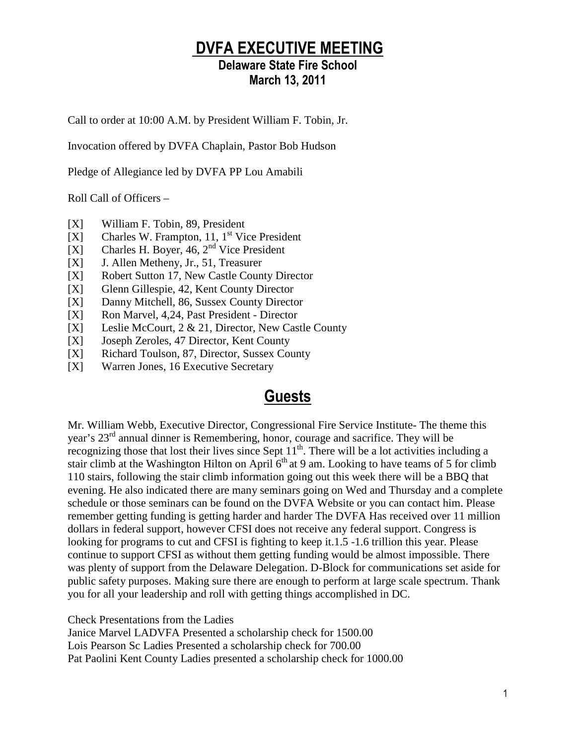# DVFA EXECUTIVE MEETING

## Delaware State Fire School
## March 13, 2011

Call to order at 10:00 A.M. by President William F. Tobin, Jr.

Invocation offered by DVFA Chaplain, Pastor Bob Hudson

Pledge of Allegiance led by DVFA PP Lou Amabili

Roll Call of Officers –

- [X] William F. Tobin, 89, President
- [X] Charles W. Frampton, 11, 1st Vice President
- [X] Charles H. Boyer, 46, 2nd Vice President
- [X] J. Allen Metheny, Jr., 51, Treasurer
- [X] Robert Sutton 17, New Castle County Director
- [X] Glenn Gillespie, 42, Kent County Director
- [X] Danny Mitchell, 86, Sussex County Director
- [X] Ron Marvel, 4,24, Past President - Director
- [X] Leslie McCourt, 2 & 21, Director, New Castle County
- [X] Joseph Zeroles, 47 Director, Kent County
- [X] Richard Toulson, 87, Director, Sussex County
- [X] Warren Jones, 16 Executive Secretary

## Guests

Mr. William Webb, Executive Director, Congressional Fire Service Institute- The theme this year's 23rd annual dinner is Remembering, honor, courage and sacrifice. They will be recognizing those that lost their lives since Sept 11th. There will be a lot activities including a stair climb at the Washington Hilton on April 6th at 9 am. Looking to have teams of 5 for climb 110 stairs, following the stair climb information going out this week there will be a BBQ that evening. He also indicated there are many seminars going on Wed and Thursday and a complete schedule or those seminars can be found on the DVFA Website or you can contact him. Please remember getting funding is getting harder and harder The DVFA Has received over 11 million dollars in federal support, however CFSI does not receive any federal support. Congress is looking for programs to cut and CFSI is fighting to keep it.1.5 -1.6 trillion this year. Please continue to support CFSI as without them getting funding would be almost impossible. There was plenty of support from the Delaware Delegation. D-Block for communications set aside for public safety purposes. Making sure there are enough to perform at large scale spectrum. Thank you for all your leadership and roll with getting things accomplished in DC.

Check Presentations from the Ladies
Janice Marvel LADVFA Presented a scholarship check for 1500.00
Lois Pearson Sc Ladies Presented a scholarship check for 700.00
Pat Paolini Kent County Ladies presented a scholarship check for 1000.00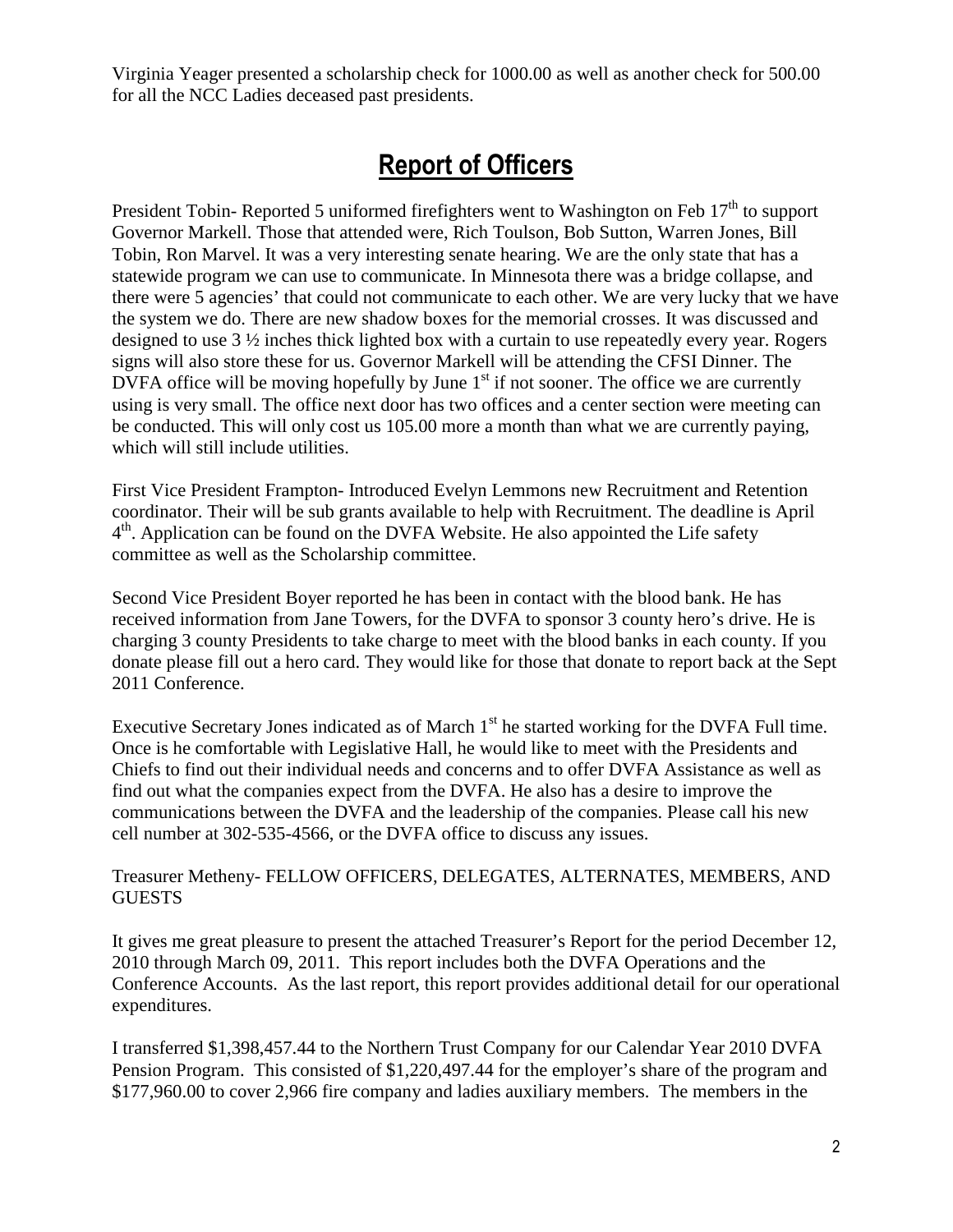Virginia Yeager presented a scholarship check for 1000.00 as well as another check for 500.00 for all the NCC Ladies deceased past presidents.

## Report of Officers

President Tobin- Reported 5 uniformed firefighters went to Washington on Feb 17th to support Governor Markell. Those that attended were, Rich Toulson, Bob Sutton, Warren Jones, Bill Tobin, Ron Marvel. It was a very interesting senate hearing. We are the only state that has a statewide program we can use to communicate. In Minnesota there was a bridge collapse, and there were 5 agencies' that could not communicate to each other. We are very lucky that we have the system we do. There are new shadow boxes for the memorial crosses. It was discussed and designed to use 3 ½ inches thick lighted box with a curtain to use repeatedly every year. Rogers signs will also store these for us. Governor Markell will be attending the CFSI Dinner. The DVFA office will be moving hopefully by June 1st if not sooner. The office we are currently using is very small. The office next door has two offices and a center section were meeting can be conducted. This will only cost us 105.00 more a month than what we are currently paying, which will still include utilities.

First Vice President Frampton- Introduced Evelyn Lemmons new Recruitment and Retention coordinator. Their will be sub grants available to help with Recruitment. The deadline is April 4th. Application can be found on the DVFA Website. He also appointed the Life safety committee as well as the Scholarship committee.

Second Vice President Boyer reported he has been in contact with the blood bank. He has received information from Jane Towers, for the DVFA to sponsor 3 county hero's drive. He is charging 3 county Presidents to take charge to meet with the blood banks in each county. If you donate please fill out a hero card. They would like for those that donate to report back at the Sept 2011 Conference.

Executive Secretary Jones indicated as of March 1st he started working for the DVFA Full time. Once is he comfortable with Legislative Hall, he would like to meet with the Presidents and Chiefs to find out their individual needs and concerns and to offer DVFA Assistance as well as find out what the companies expect from the DVFA. He also has a desire to improve the communications between the DVFA and the leadership of the companies. Please call his new cell number at 302-535-4566, or the DVFA office to discuss any issues.

Treasurer Metheny- FELLOW OFFICERS, DELEGATES, ALTERNATES, MEMBERS, AND GUESTS

It gives me great pleasure to present the attached Treasurer's Report for the period December 12, 2010 through March 09, 2011. This report includes both the DVFA Operations and the Conference Accounts. As the last report, this report provides additional detail for our operational expenditures.

I transferred $1,398,457.44 to the Northern Trust Company for our Calendar Year 2010 DVFA Pension Program. This consisted of $1,220,497.44 for the employer's share of the program and $177,960.00 to cover 2,966 fire company and ladies auxiliary members. The members in the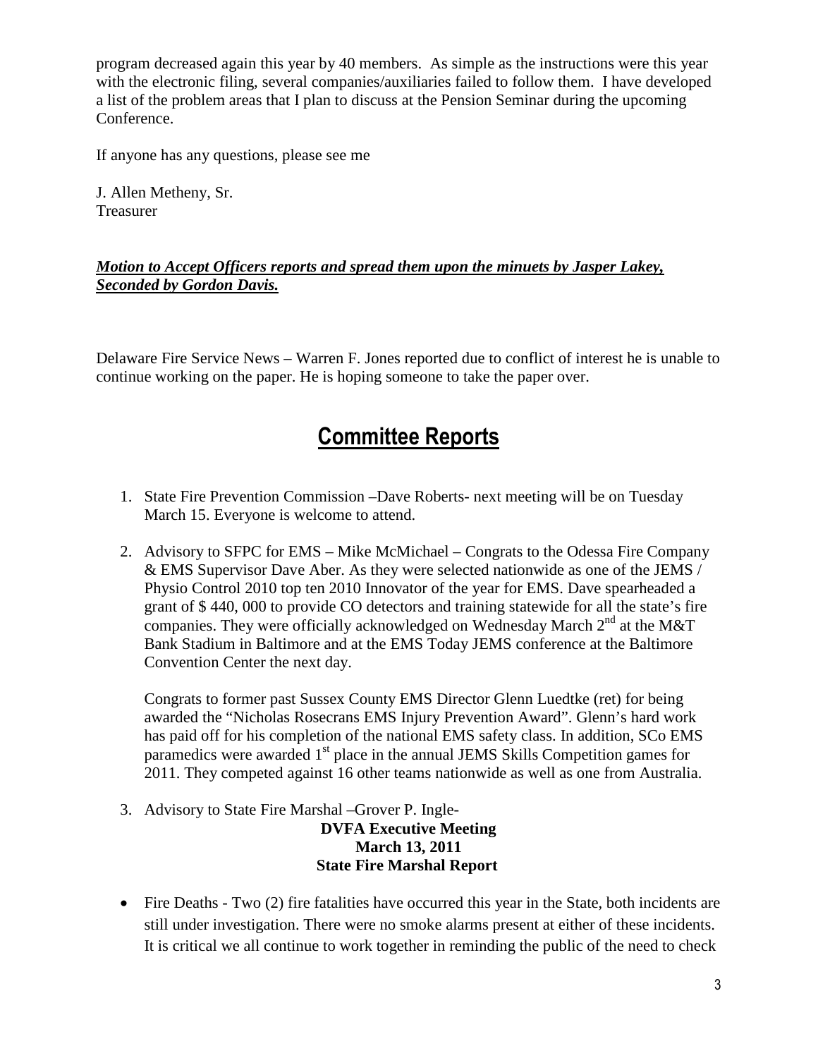program decreased again this year by 40 members. As simple as the instructions were this year with the electronic filing, several companies/auxiliaries failed to follow them. I have developed a list of the problem areas that I plan to discuss at the Pension Seminar during the upcoming Conference.

If anyone has any questions, please see me

J. Allen Metheny, Sr.
Treasurer

***Motion to Accept Officers reports and spread them upon the minuets by Jasper Lakey, Seconded by Gordon Davis.***

Delaware Fire Service News – Warren F. Jones reported due to conflict of interest he is unable to continue working on the paper. He is hoping someone to take the paper over.

# Committee Reports

1. State Fire Prevention Commission –Dave Roberts- next meeting will be on Tuesday March 15. Everyone is welcome to attend.

2. Advisory to SFPC for EMS – Mike McMichael – Congrats to the Odessa Fire Company & EMS Supervisor Dave Aber. As they were selected nationwide as one of the JEMS / Physio Control 2010 top ten 2010 Innovator of the year for EMS. Dave spearheaded a grant of $ 440, 000 to provide CO detectors and training statewide for all the state's fire companies. They were officially acknowledged on Wednesday March 2nd at the M&T Bank Stadium in Baltimore and at the EMS Today JEMS conference at the Baltimore Convention Center the next day.

   Congrats to former past Sussex County EMS Director Glenn Luedtke (ret) for being awarded the "Nicholas Rosecrans EMS Injury Prevention Award". Glenn's hard work has paid off for his completion of the national EMS safety class. In addition, SCo EMS paramedics were awarded 1st place in the annual JEMS Skills Competition games for 2011. They competed against 16 other teams nationwide as well as one from Australia.

3. Advisory to State Fire Marshal –Grover P. Ingle-

**DVFA Executive Meeting**
**March 13, 2011**
**State Fire Marshal Report**

- Fire Deaths - Two (2) fire fatalities have occurred this year in the State, both incidents are still under investigation. There were no smoke alarms present at either of these incidents. It is critical we all continue to work together in reminding the public of the need to check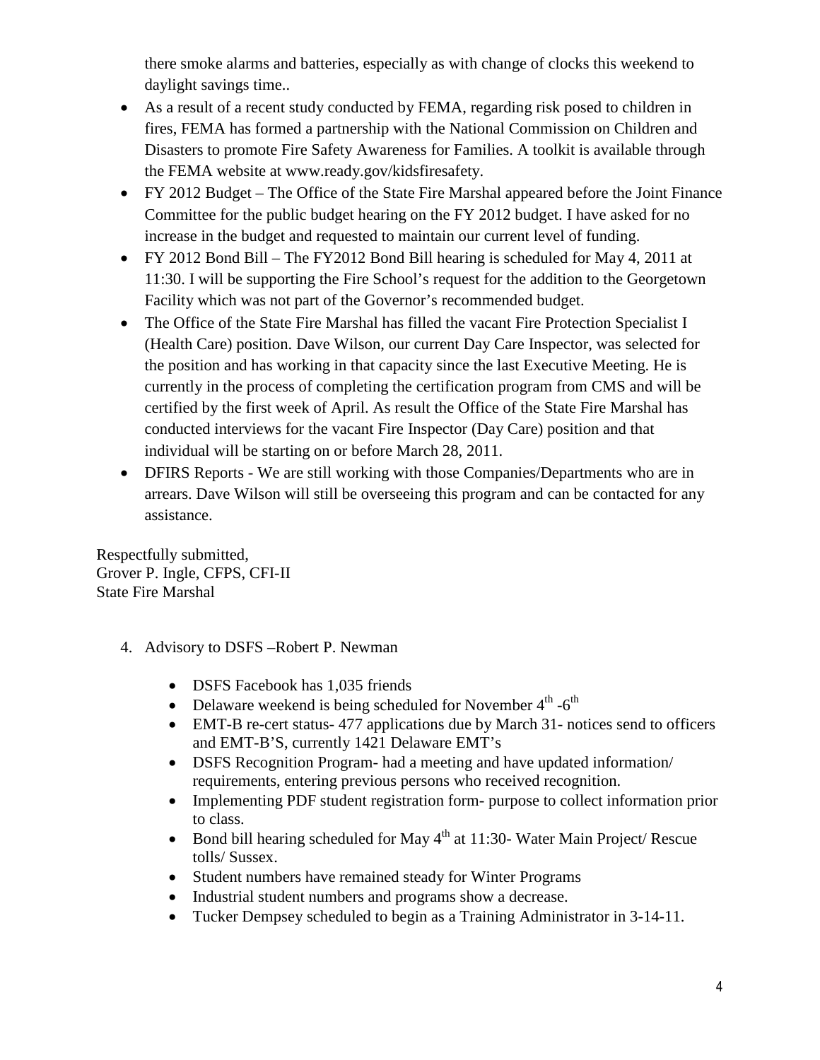there smoke alarms and batteries, especially as with change of clocks this weekend to daylight savings time..

- As a result of a recent study conducted by FEMA, regarding risk posed to children in fires, FEMA has formed a partnership with the National Commission on Children and Disasters to promote Fire Safety Awareness for Families. A toolkit is available through the FEMA website at www.ready.gov/kidsfiresafety.
- FY 2012 Budget – The Office of the State Fire Marshal appeared before the Joint Finance Committee for the public budget hearing on the FY 2012 budget. I have asked for no increase in the budget and requested to maintain our current level of funding.
- FY 2012 Bond Bill – The FY2012 Bond Bill hearing is scheduled for May 4, 2011 at 11:30. I will be supporting the Fire School's request for the addition to the Georgetown Facility which was not part of the Governor's recommended budget.
- The Office of the State Fire Marshal has filled the vacant Fire Protection Specialist I (Health Care) position. Dave Wilson, our current Day Care Inspector, was selected for the position and has working in that capacity since the last Executive Meeting. He is currently in the process of completing the certification program from CMS and will be certified by the first week of April. As result the Office of the State Fire Marshal has conducted interviews for the vacant Fire Inspector (Day Care) position and that individual will be starting on or before March 28, 2011.
- DFIRS Reports - We are still working with those Companies/Departments who are in arrears. Dave Wilson will still be overseeing this program and can be contacted for any assistance.

Respectfully submitted,
Grover P. Ingle, CFPS, CFI-II
State Fire Marshal

4. Advisory to DSFS –Robert P. Newman

   - DSFS Facebook has 1,035 friends
   - Delaware weekend is being scheduled for November 4th -6th
   - EMT-B re-cert status- 477 applications due by March 31- notices send to officers and EMT-B'S, currently 1421 Delaware EMT's
   - DSFS Recognition Program- had a meeting and have updated information/ requirements, entering previous persons who received recognition.
   - Implementing PDF student registration form- purpose to collect information prior to class.
   - Bond bill hearing scheduled for May 4th at 11:30- Water Main Project/ Rescue tolls/ Sussex.
   - Student numbers have remained steady for Winter Programs
   - Industrial student numbers and programs show a decrease.
   - Tucker Dempsey scheduled to begin as a Training Administrator in 3-14-11.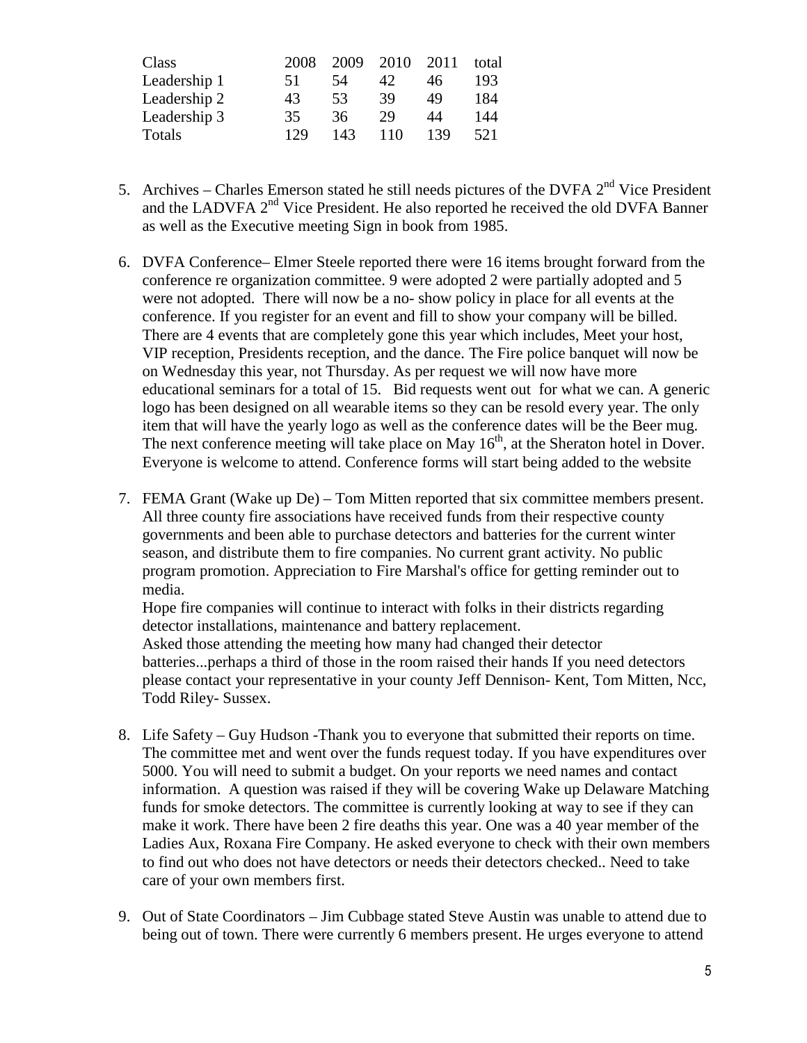| Class | 2008 | 2009 | 2010 | 2011 | total |
|---|---|---|---|---|---|
| Leadership 1 | 51 | 54 | 42 | 46 | 193 |
| Leadership 2 | 43 | 53 | 39 | 49 | 184 |
| Leadership 3 | 35 | 36 | 29 | 44 | 144 |
| Totals | 129 | 143 | 110 | 139 | 521 |

5. Archives – Charles Emerson stated he still needs pictures of the DVFA 2nd Vice President and the LADVFA 2nd Vice President. He also reported he received the old DVFA Banner as well as the Executive meeting Sign in book from 1985.

6. DVFA Conference– Elmer Steele reported there were 16 items brought forward from the conference re organization committee. 9 were adopted 2 were partially adopted and 5 were not adopted. There will now be a no- show policy in place for all events at the conference. If you register for an event and fill to show your company will be billed. There are 4 events that are completely gone this year which includes, Meet your host, VIP reception, Presidents reception, and the dance. The Fire police banquet will now be on Wednesday this year, not Thursday. As per request we will now have more educational seminars for a total of 15. Bid requests went out for what we can. A generic logo has been designed on all wearable items so they can be resold every year. The only item that will have the yearly logo as well as the conference dates will be the Beer mug. The next conference meeting will take place on May 16th, at the Sheraton hotel in Dover. Everyone is welcome to attend. Conference forms will start being added to the website

7. FEMA Grant (Wake up De) – Tom Mitten reported that six committee members present. All three county fire associations have received funds from their respective county governments and been able to purchase detectors and batteries for the current winter season, and distribute them to fire companies. No current grant activity. No public program promotion. Appreciation to Fire Marshal's office for getting reminder out to media.
   Hope fire companies will continue to interact with folks in their districts regarding detector installations, maintenance and battery replacement.
   Asked those attending the meeting how many had changed their detector batteries...perhaps a third of those in the room raised their hands If you need detectors please contact your representative in your county Jeff Dennison- Kent, Tom Mitten, Ncc, Todd Riley- Sussex.

8. Life Safety – Guy Hudson -Thank you to everyone that submitted their reports on time. The committee met and went over the funds request today. If you have expenditures over 5000. You will need to submit a budget. On your reports we need names and contact information. A question was raised if they will be covering Wake up Delaware Matching funds for smoke detectors. The committee is currently looking at way to see if they can make it work. There have been 2 fire deaths this year. One was a 40 year member of the Ladies Aux, Roxana Fire Company. He asked everyone to check with their own members to find out who does not have detectors or needs their detectors checked.. Need to take care of your own members first.

9. Out of State Coordinators – Jim Cubbage stated Steve Austin was unable to attend due to being out of town. There were currently 6 members present. He urges everyone to attend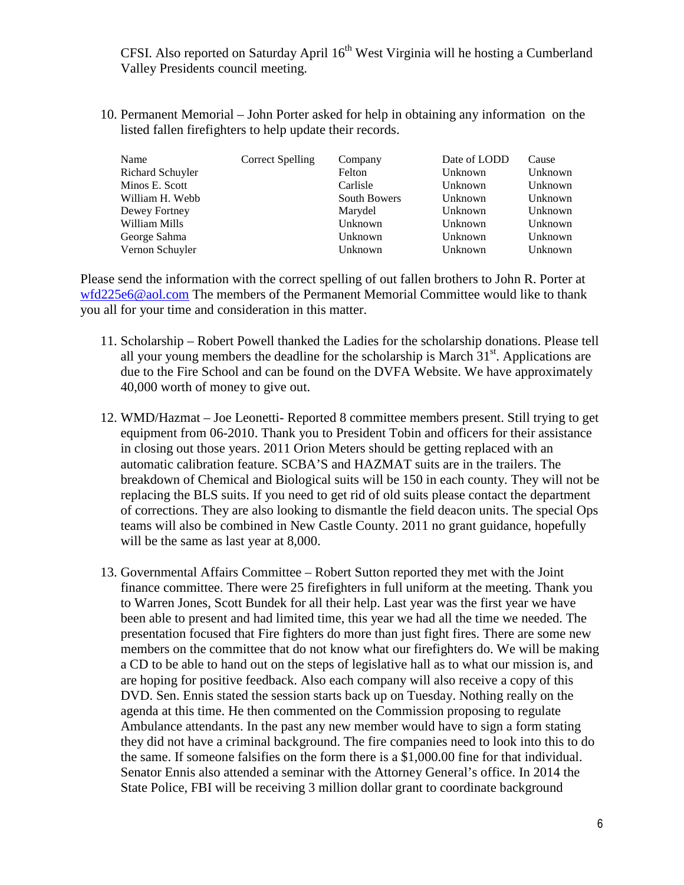CFSI. Also reported on Saturday April 16th West Virginia will he hosting a Cumberland Valley Presidents council meeting.

10. Permanent Memorial – John Porter asked for help in obtaining any information on the listed fallen firefighters to help update their records.

| Name | Correct Spelling | Company | Date of LODD | Cause |
|---|---|---|---|---|
| Richard Schuyler | | Felton | Unknown | Unknown |
| Minos E. Scott | | Carlisle | Unknown | Unknown |
| William H. Webb | | South Bowers | Unknown | Unknown |
| Dewey Fortney | | Marydel | Unknown | Unknown |
| William Mills | | Unknown | Unknown | Unknown |
| George Sahma | | Unknown | Unknown | Unknown |
| Vernon Schuyler | | Unknown | Unknown | Unknown |

Please send the information with the correct spelling of out fallen brothers to John R. Porter at wfd225e6@aol.com The members of the Permanent Memorial Committee would like to thank you all for your time and consideration in this matter.

11. Scholarship – Robert Powell thanked the Ladies for the scholarship donations. Please tell all your young members the deadline for the scholarship is March 31st. Applications are due to the Fire School and can be found on the DVFA Website. We have approximately 40,000 worth of money to give out.

12. WMD/Hazmat – Joe Leonetti- Reported 8 committee members present. Still trying to get equipment from 06-2010. Thank you to President Tobin and officers for their assistance in closing out those years. 2011 Orion Meters should be getting replaced with an automatic calibration feature. SCBA'S and HAZMAT suits are in the trailers. The breakdown of Chemical and Biological suits will be 150 in each county. They will not be replacing the BLS suits. If you need to get rid of old suits please contact the department of corrections. They are also looking to dismantle the field deacon units. The special Ops teams will also be combined in New Castle County. 2011 no grant guidance, hopefully will be the same as last year at 8,000.

13. Governmental Affairs Committee – Robert Sutton reported they met with the Joint finance committee. There were 25 firefighters in full uniform at the meeting. Thank you to Warren Jones, Scott Bundek for all their help. Last year was the first year we have been able to present and had limited time, this year we had all the time we needed. The presentation focused that Fire fighters do more than just fight fires. There are some new members on the committee that do not know what our firefighters do. We will be making a CD to be able to hand out on the steps of legislative hall as to what our mission is, and are hoping for positive feedback. Also each company will also receive a copy of this DVD. Sen. Ennis stated the session starts back up on Tuesday. Nothing really on the agenda at this time. He then commented on the Commission proposing to regulate Ambulance attendants. In the past any new member would have to sign a form stating they did not have a criminal background. The fire companies need to look into this to do the same. If someone falsifies on the form there is a $1,000.00 fine for that individual. Senator Ennis also attended a seminar with the Attorney General's office. In 2014 the State Police, FBI will be receiving 3 million dollar grant to coordinate background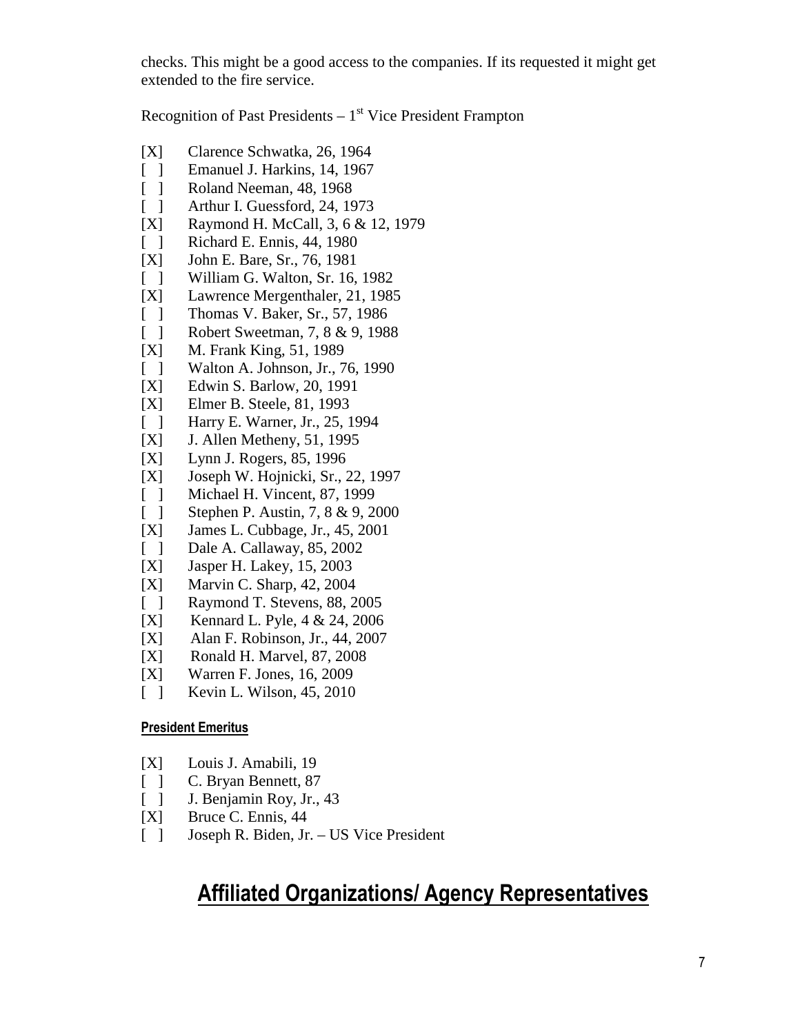checks. This might be a good access to the companies. If its requested it might get extended to the fire service.

Recognition of Past Presidents – 1st Vice President Frampton

- [X] Clarence Schwatka, 26, 1964
- [ ] Emanuel J. Harkins, 14, 1967
- [ ] Roland Neeman, 48, 1968
- [ ] Arthur I. Guessford, 24, 1973
- [X] Raymond H. McCall, 3, 6 & 12, 1979
- [ ] Richard E. Ennis, 44, 1980
- [X] John E. Bare, Sr., 76, 1981
- [ ] William G. Walton, Sr. 16, 1982
- [X] Lawrence Mergenthaler, 21, 1985
- [ ] Thomas V. Baker, Sr., 57, 1986
- [ ] Robert Sweetman, 7, 8 & 9, 1988
- [X] M. Frank King, 51, 1989
- [ ] Walton A. Johnson, Jr., 76, 1990
- [X] Edwin S. Barlow, 20, 1991
- [X] Elmer B. Steele, 81, 1993
- [ ] Harry E. Warner, Jr., 25, 1994
- [X] J. Allen Metheny, 51, 1995
- [X] Lynn J. Rogers, 85, 1996
- [X] Joseph W. Hojnicki, Sr., 22, 1997
- [ ] Michael H. Vincent, 87, 1999
- [ ] Stephen P. Austin, 7, 8 & 9, 2000
- [X] James L. Cubbage, Jr., 45, 2001
- [ ] Dale A. Callaway, 85, 2002
- [X] Jasper H. Lakey, 15, 2003
- [X] Marvin C. Sharp, 42, 2004
- [ ] Raymond T. Stevens, 88, 2005
- [X] Kennard L. Pyle, 4 & 24, 2006
- [X] Alan F. Robinson, Jr., 44, 2007
- [X] Ronald H. Marvel, 87, 2008
- [X] Warren F. Jones, 16, 2009
- [ ] Kevin L. Wilson, 45, 2010

**President Emeritus**

- [X] Louis J. Amabili, 19
- [ ] C. Bryan Bennett, 87
- [ ] J. Benjamin Roy, Jr., 43
- [X] Bruce C. Ennis, 44
- [ ] Joseph R. Biden, Jr. – US Vice President

# Affiliated Organizations/ Agency Representatives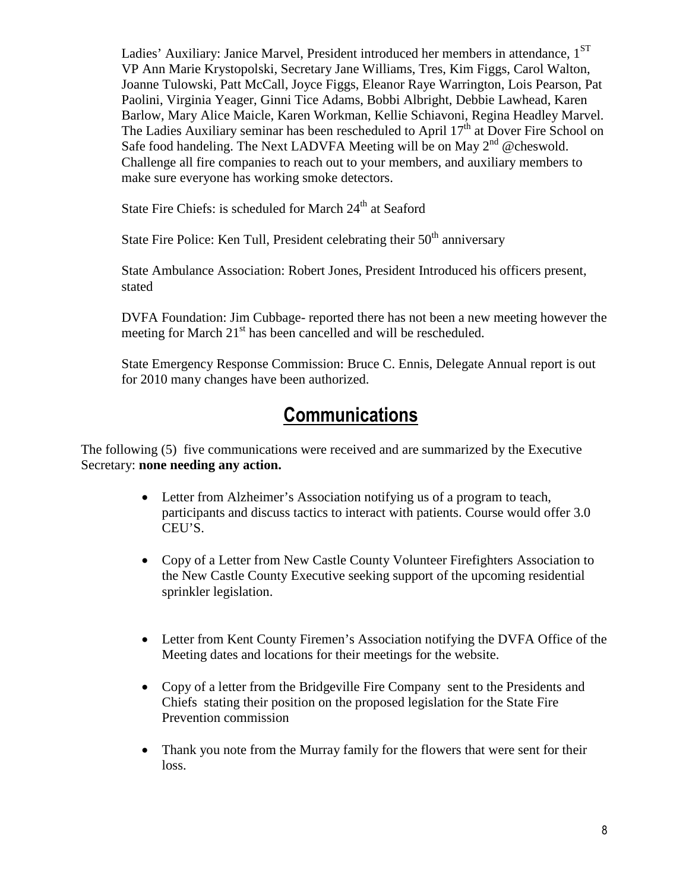Ladies' Auxiliary: Janice Marvel, President introduced her members in attendance, 1ST VP Ann Marie Krystopolski, Secretary Jane Williams, Tres, Kim Figgs, Carol Walton, Joanne Tulowski, Patt McCall, Joyce Figgs, Eleanor Raye Warrington, Lois Pearson, Pat Paolini, Virginia Yeager, Ginni Tice Adams, Bobbi Albright, Debbie Lawhead, Karen Barlow, Mary Alice Maicle, Karen Workman, Kellie Schiavoni, Regina Headley Marvel. The Ladies Auxiliary seminar has been rescheduled to April 17th at Dover Fire School on Safe food handeling. The Next LADVFA Meeting will be on May 2nd @cheswold. Challenge all fire companies to reach out to your members, and auxiliary members to make sure everyone has working smoke detectors.

State Fire Chiefs: is scheduled for March 24th at Seaford

State Fire Police: Ken Tull, President celebrating their 50th anniversary

State Ambulance Association: Robert Jones, President Introduced his officers present, stated

DVFA Foundation: Jim Cubbage- reported there has not been a new meeting however the meeting for March 21st has been cancelled and will be rescheduled.

State Emergency Response Commission: Bruce C. Ennis, Delegate Annual report is out for 2010 many changes have been authorized.

## Communications

The following (5) five communications were received and are summarized by the Executive Secretary: **none needing any action.**

- Letter from Alzheimer's Association notifying us of a program to teach, participants and discuss tactics to interact with patients. Course would offer 3.0 CEU'S.
- Copy of a Letter from New Castle County Volunteer Firefighters Association to the New Castle County Executive seeking support of the upcoming residential sprinkler legislation.
- Letter from Kent County Firemen's Association notifying the DVFA Office of the Meeting dates and locations for their meetings for the website.
- Copy of a letter from the Bridgeville Fire Company sent to the Presidents and Chiefs stating their position on the proposed legislation for the State Fire Prevention commission
- Thank you note from the Murray family for the flowers that were sent for their loss.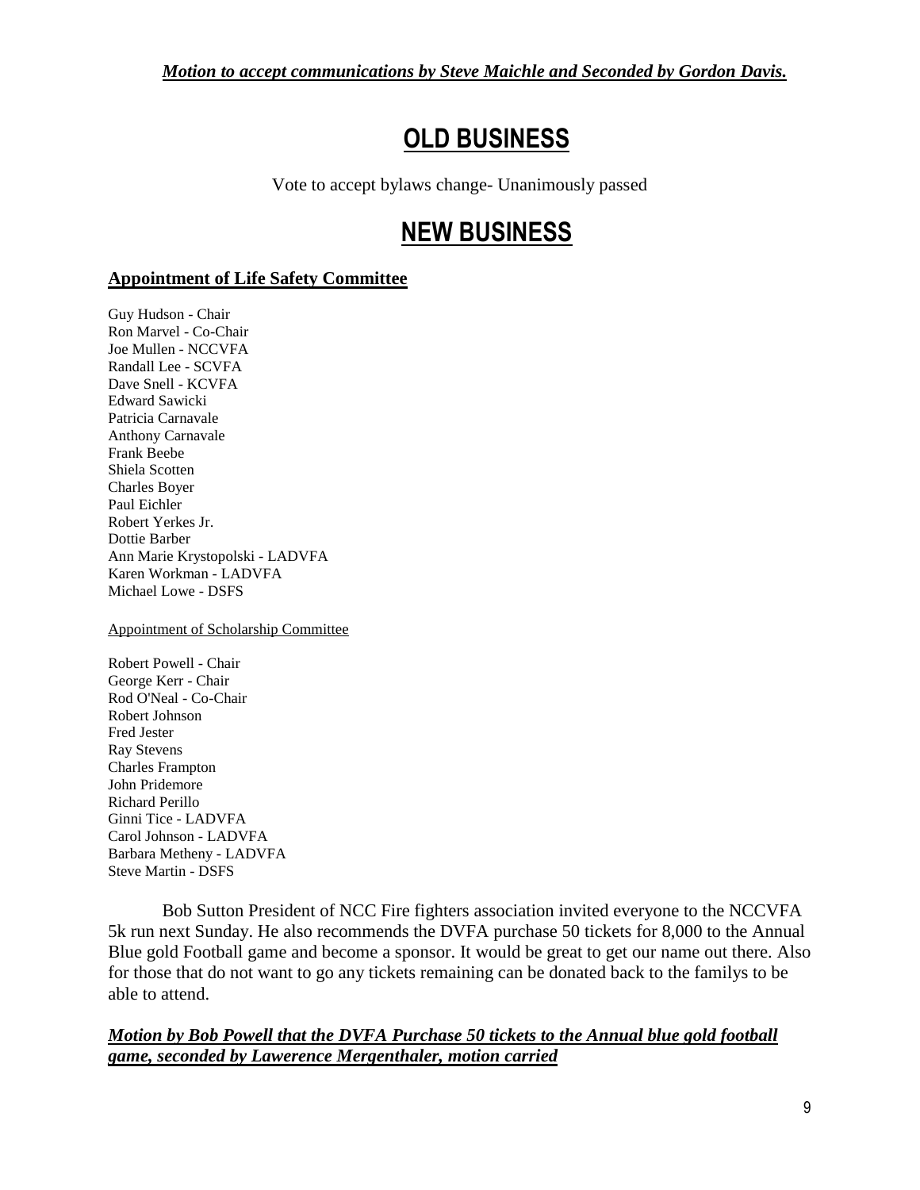***Motion to accept communications by Steve Maichle and Seconded by Gordon Davis.***

# OLD BUSINESS

Vote to accept bylaws change- Unanimously passed

# NEW BUSINESS

**Appointment of Life Safety Committee**

Guy Hudson - Chair
Ron Marvel - Co-Chair
Joe Mullen - NCCVFA
Randall Lee - SCVFA
Dave Snell - KCVFA
Edward Sawicki
Patricia Carnavale
Anthony Carnavale
Frank Beebe
Shiela Scotten
Charles Boyer
Paul Eichler
Robert Yerkes Jr.
Dottie Barber
Ann Marie Krystopolski - LADVFA
Karen Workman - LADVFA
Michael Lowe - DSFS

Appointment of Scholarship Committee

Robert Powell - Chair
George Kerr - Chair
Rod O'Neal - Co-Chair
Robert Johnson
Fred Jester
Ray Stevens
Charles Frampton
John Pridemore
Richard Perillo
Ginni Tice - LADVFA
Carol Johnson - LADVFA
Barbara Metheny - LADVFA
Steve Martin - DSFS

Bob Sutton President of NCC Fire fighters association invited everyone to the NCCVFA 5k run next Sunday. He also recommends the DVFA purchase 50 tickets for 8,000 to the Annual Blue gold Football game and become a sponsor. It would be great to get our name out there. Also for those that do not want to go any tickets remaining can be donated back to the familys to be able to attend.

***Motion by Bob Powell that the DVFA Purchase 50 tickets to the Annual blue gold football game, seconded by Lawerence Mergenthaler, motion carried***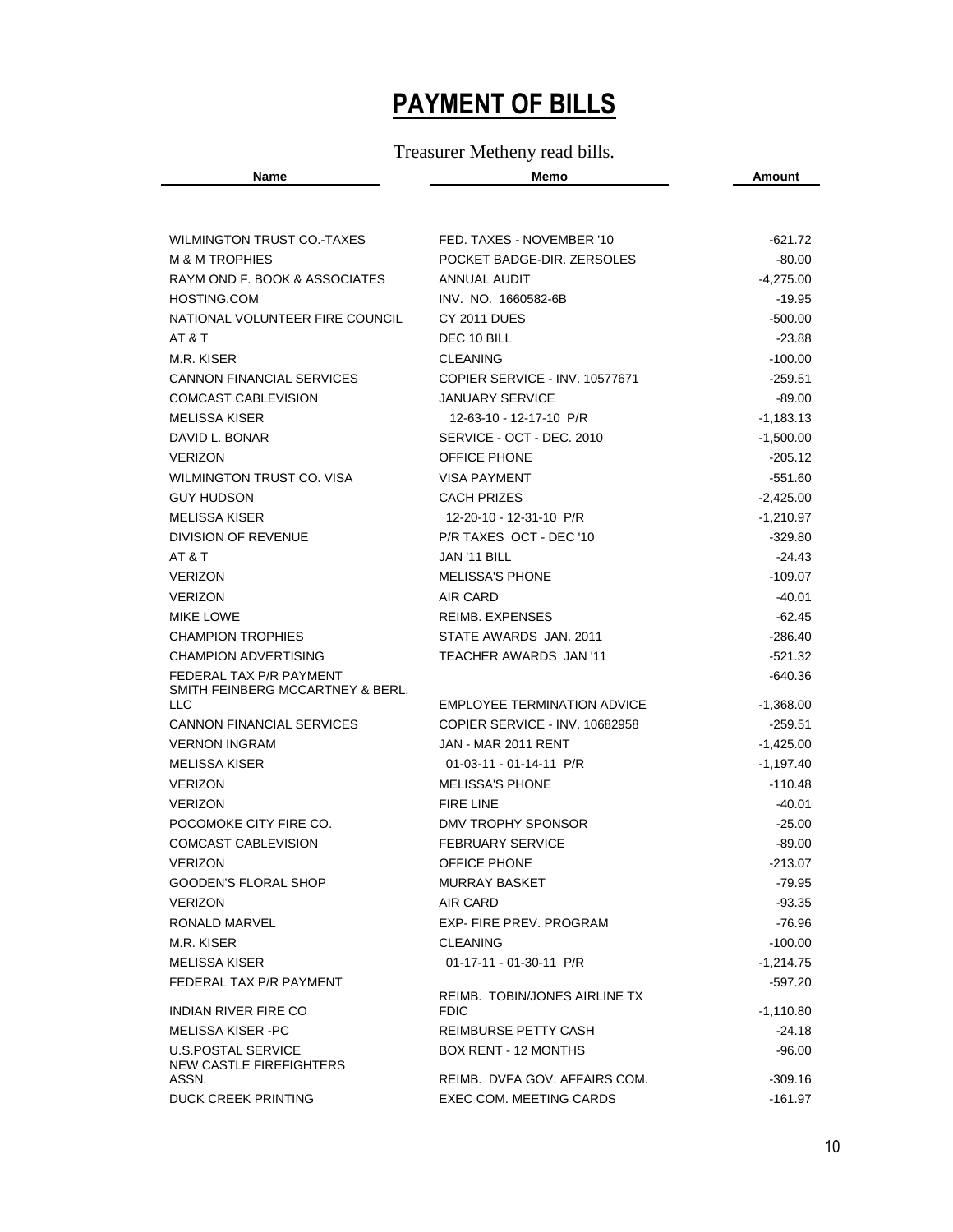# PAYMENT OF BILLS

Treasurer Metheny read bills.

| Name | Memo | Amount |
|---|---|---|
| WILMINGTON TRUST CO.-TAXES | FED. TAXES - NOVEMBER '10 | -621.72 |
| M & M TROPHIES | POCKET BADGE-DIR. ZERSOLES | -80.00 |
| RAYM OND F. BOOK & ASSOCIATES | ANNUAL AUDIT | -4,275.00 |
| HOSTING.COM | INV. NO. 1660582-6B | -19.95 |
| NATIONAL VOLUNTEER FIRE COUNCIL | CY 2011 DUES | -500.00 |
| AT & T | DEC 10 BILL | -23.88 |
| M.R. KISER | CLEANING | -100.00 |
| CANNON FINANCIAL SERVICES | COPIER SERVICE - INV. 10577671 | -259.51 |
| COMCAST CABLEVISION | JANUARY SERVICE | -89.00 |
| MELISSA KISER | 12-63-10 - 12-17-10 P/R | -1,183.13 |
| DAVID L. BONAR | SERVICE - OCT - DEC. 2010 | -1,500.00 |
| VERIZON | OFFICE PHONE | -205.12 |
| WILMINGTON TRUST CO. VISA | VISA PAYMENT | -551.60 |
| GUY HUDSON | CACH PRIZES | -2,425.00 |
| MELISSA KISER | 12-20-10 - 12-31-10 P/R | -1,210.97 |
| DIVISION OF REVENUE | P/R TAXES OCT - DEC '10 | -329.80 |
| AT & T | JAN '11 BILL | -24.43 |
| VERIZON | MELISSA'S PHONE | -109.07 |
| VERIZON | AIR CARD | -40.01 |
| MIKE LOWE | REIMB. EXPENSES | -62.45 |
| CHAMPION TROPHIES | STATE AWARDS JAN. 2011 | -286.40 |
| CHAMPION ADVERTISING | TEACHER AWARDS JAN '11 | -521.32 |
| FEDERAL TAX P/R PAYMENT | | -640.36 |
| SMITH FEINBERG MCCARTNEY & BERL, LLC | EMPLOYEE TERMINATION ADVICE | -1,368.00 |
| CANNON FINANCIAL SERVICES | COPIER SERVICE - INV. 10682958 | -259.51 |
| VERNON INGRAM | JAN - MAR 2011 RENT | -1,425.00 |
| MELISSA KISER | 01-03-11 - 01-14-11 P/R | -1,197.40 |
| VERIZON | MELISSA'S PHONE | -110.48 |
| VERIZON | FIRE LINE | -40.01 |
| POCOMOKE CITY FIRE CO. | DMV TROPHY SPONSOR | -25.00 |
| COMCAST CABLEVISION | FEBRUARY SERVICE | -89.00 |
| VERIZON | OFFICE PHONE | -213.07 |
| GOODEN'S FLORAL SHOP | MURRAY BASKET | -79.95 |
| VERIZON | AIR CARD | -93.35 |
| RONALD MARVEL | EXP- FIRE PREV. PROGRAM | -76.96 |
| M.R. KISER | CLEANING | -100.00 |
| MELISSA KISER | 01-17-11 - 01-30-11 P/R | -1,214.75 |
| FEDERAL TAX P/R PAYMENT | | -597.20 |
| INDIAN RIVER FIRE CO | REIMB. TOBIN/JONES AIRLINE TX FDIC | -1,110.80 |
| MELISSA KISER -PC | REIMBURSE PETTY CASH | -24.18 |
| U.S.POSTAL SERVICE | BOX RENT - 12 MONTHS | -96.00 |
| NEW CASTLE FIREFIGHTERS ASSN. | REIMB. DVFA GOV. AFFAIRS COM. | -309.16 |
| DUCK CREEK PRINTING | EXEC COM. MEETING CARDS | -161.97 |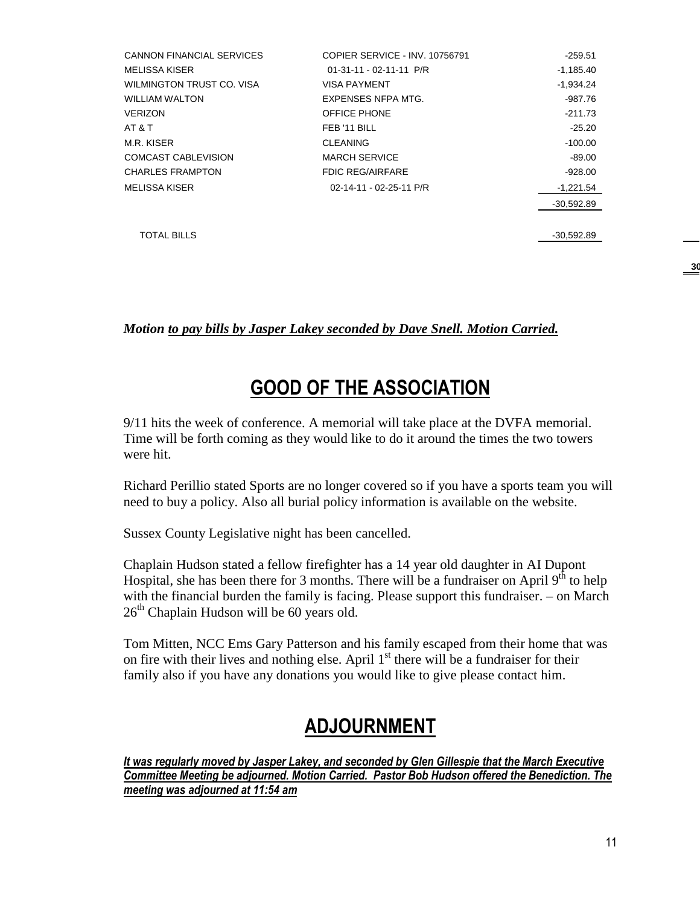| | | |
|---|---|---|
| CANNON FINANCIAL SERVICES | COPIER SERVICE - INV. 10756791 | -259.51 |
| MELISSA KISER | 01-31-11 - 02-11-11 P/R | -1,185.40 |
| WILMINGTON TRUST CO. VISA | VISA PAYMENT | -1,934.24 |
| WILLIAM WALTON | EXPENSES NFPA MTG. | -987.76 |
| VERIZON | OFFICE PHONE | -211.73 |
| AT & T | FEB '11 BILL | -25.20 |
| M.R. KISER | CLEANING | -100.00 |
| COMCAST CABLEVISION | MARCH SERVICE | -89.00 |
| CHARLES FRAMPTON | FDIC REG/AIRFARE | -928.00 |
| MELISSA KISER | 02-14-11 - 02-25-11 P/R | -1,221.54 |
| | | -30,592.89 |
| TOTAL BILLS | | -30,592.89 |

***Motion <u>to pay bills by Jasper Lakey seconded by Dave Snell. Motion Carried.</u>***

## GOOD OF THE ASSOCIATION

9/11 hits the week of conference. A memorial will take place at the DVFA memorial. Time will be forth coming as they would like to do it around the times the two towers were hit.

Richard Perillio stated Sports are no longer covered so if you have a sports team you will need to buy a policy. Also all burial policy information is available on the website.

Sussex County Legislative night has been cancelled.

Chaplain Hudson stated a fellow firefighter has a 14 year old daughter in AI Dupont Hospital, she has been there for 3 months. There will be a fundraiser on April 9th to help with the financial burden the family is facing. Please support this fundraiser. – on March 26th Chaplain Hudson will be 60 years old.

Tom Mitten, NCC Ems Gary Patterson and his family escaped from their home that was on fire with their lives and nothing else. April 1st there will be a fundraiser for their family also if you have any donations you would like to give please contact him.

## ADJOURNMENT

***<u>It was regularly moved by Jasper Lakey, and seconded by Glen Gillespie that the March Executive Committee Meeting be adjourned. Motion Carried. Pastor Bob Hudson offered the Benediction. The meeting was adjourned at 11:54 am</u>***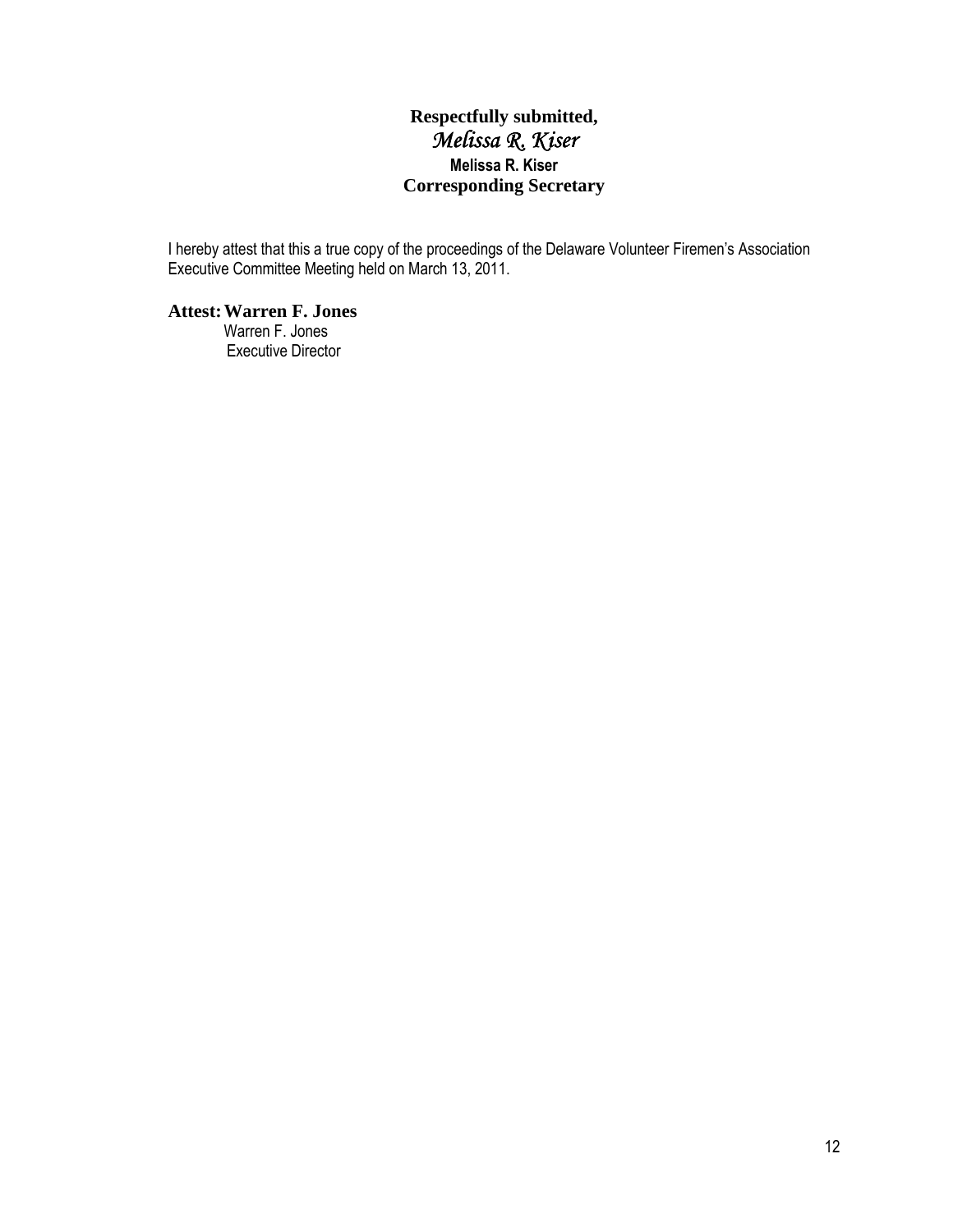**Respectfully submitted,**

*Melissa R. Kiser*

**Melissa R. Kiser**

**Corresponding Secretary**

I hereby attest that this a true copy of the proceedings of the Delaware Volunteer Firemen's Association Executive Committee Meeting held on March 13, 2011.

**Attest: Warren F. Jones**

Warren F. Jones

Executive Director